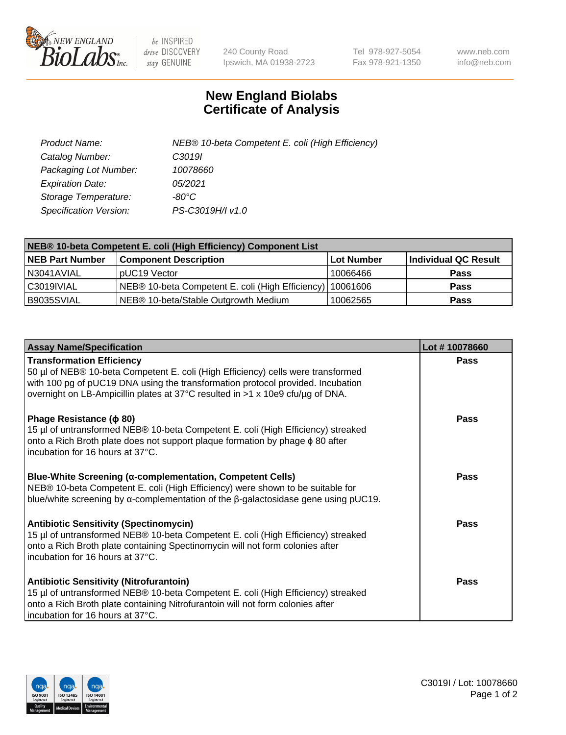# New England Biolabs
# Certificate of Analysis

| | |
|---|---|
| *Product Name:* | *NEB® 10-beta Competent E. coli (High Efficiency)* |
| *Catalog Number:* | *C3019I* |
| *Packaging Lot Number:* | *10078660* |
| *Expiration Date:* | *05/2021* |
| *Storage Temperature:* | *-80°C* |
| *Specification Version:* | *PS-C3019H/I v1.0* |

| NEB® 10-beta Competent E. coli (High Efficiency) Component List | | | |
|---|---|---|---|
| **NEB Part Number** | **Component Description** | **Lot Number** | **Individual QC Result** |
| N3041AVIAL | pUC19 Vector | 10066466 | **Pass** |
| C3019IVIAL | NEB® 10-beta Competent E. coli (High Efficiency) | 10061606 | **Pass** |
| B9035SVIAL | NEB® 10-beta/Stable Outgrowth Medium | 10062565 | **Pass** |

| Assay Name/Specification | Lot # 10078660 |
|---|---|
| **Transformation Efficiency**<br>50 µl of NEB® 10-beta Competent E. coli (High Efficiency) cells were transformed with 100 pg of pUC19 DNA using the transformation protocol provided. Incubation overnight on LB-Ampicillin plates at 37°C resulted in >1 x 10e9 cfu/µg of DNA. | **Pass** |
| **Phage Resistance (ϕ 80)**<br>15 µl of untransformed NEB® 10-beta Competent E. coli (High Efficiency) streaked onto a Rich Broth plate does not support plaque formation by phage ϕ 80 after incubation for 16 hours at 37°C. | **Pass** |
| **Blue-White Screening (α-complementation, Competent Cells)**<br>NEB® 10-beta Competent E. coli (High Efficiency) were shown to be suitable for blue/white screening by α-complementation of the β-galactosidase gene using pUC19. | **Pass** |
| **Antibiotic Sensitivity (Spectinomycin)**<br>15 µl of untransformed NEB® 10-beta Competent E. coli (High Efficiency) streaked onto a Rich Broth plate containing Spectinomycin will not form colonies after incubation for 16 hours at 37°C. | **Pass** |
| **Antibiotic Sensitivity (Nitrofurantoin)**<br>15 µl of untransformed NEB® 10-beta Competent E. coli (High Efficiency) streaked onto a Rich Broth plate containing Nitrofurantoin will not form colonies after incubation for 16 hours at 37°C. | **Pass** |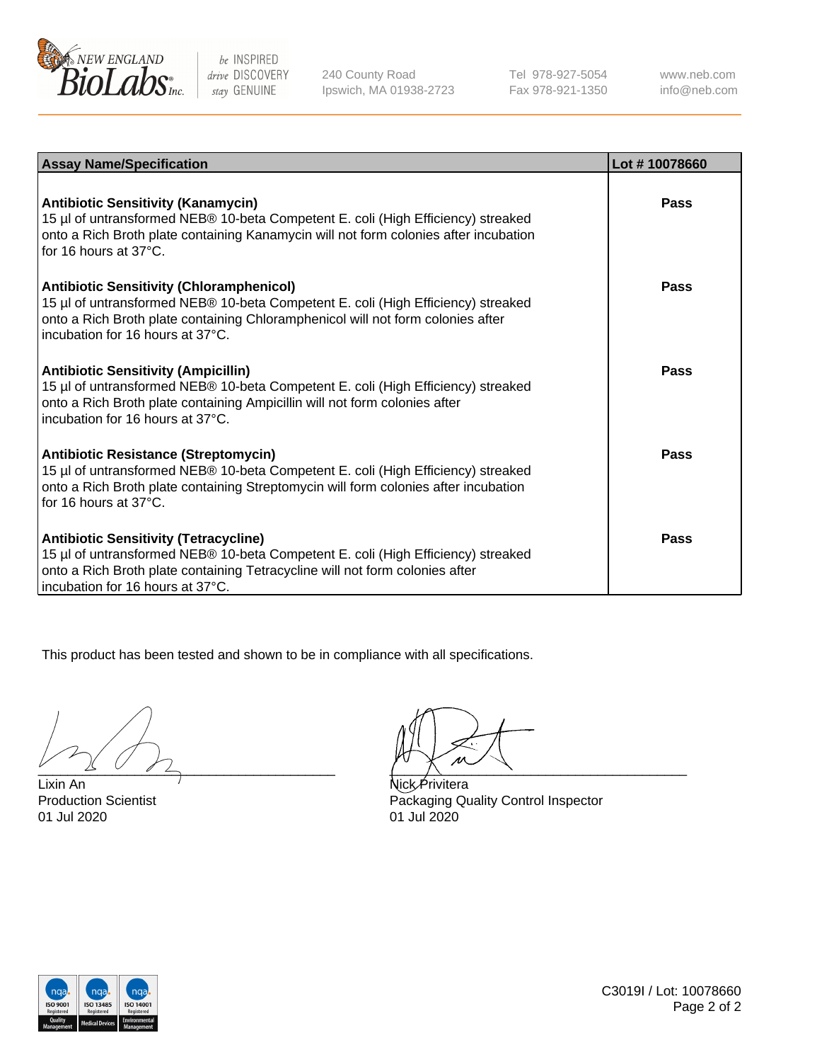| Assay Name/Specification | Lot # 10078660 |
|---|---|
| **Antibiotic Sensitivity (Kanamycin)**<br>15 µl of untransformed NEB® 10-beta Competent E. coli (High Efficiency) streaked onto a Rich Broth plate containing Kanamycin will not form colonies after incubation for 16 hours at 37°C. | Pass |
| **Antibiotic Sensitivity (Chloramphenicol)**<br>15 µl of untransformed NEB® 10-beta Competent E. coli (High Efficiency) streaked onto a Rich Broth plate containing Chloramphenicol will not form colonies after incubation for 16 hours at 37°C. | Pass |
| **Antibiotic Sensitivity (Ampicillin)**<br>15 µl of untransformed NEB® 10-beta Competent E. coli (High Efficiency) streaked onto a Rich Broth plate containing Ampicillin will not form colonies after incubation for 16 hours at 37°C. | Pass |
| **Antibiotic Resistance (Streptomycin)**<br>15 µl of untransformed NEB® 10-beta Competent E. coli (High Efficiency) streaked onto a Rich Broth plate containing Streptomycin will form colonies after incubation for 16 hours at 37°C. | Pass |
| **Antibiotic Sensitivity (Tetracycline)**<br>15 µl of untransformed NEB® 10-beta Competent E. coli (High Efficiency) streaked onto a Rich Broth plate containing Tetracycline will not form colonies after incubation for 16 hours at 37°C. | Pass |

This product has been tested and shown to be in compliance with all specifications.

Lixin An
Production Scientist
01 Jul 2020

Nick Privitera
Packaging Quality Control Inspector
01 Jul 2020

C3019I / Lot: 10078660